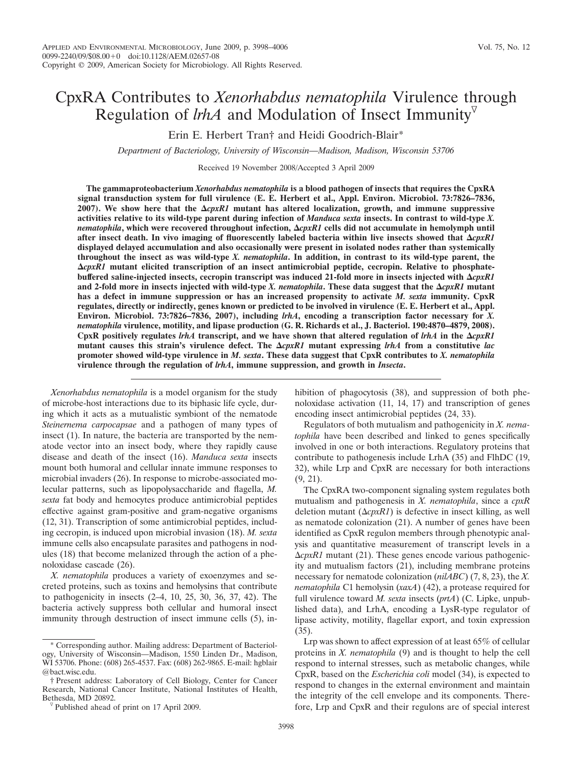# CpxRA Contributes to *Xenorhabdus nematophila* Virulence through Regulation of *lrhA* and Modulation of Insect Immunity▽

Erin E. Herbert Tran† and Heidi Goodrich-Blair*

*Department of Bacteriology, University of Wisconsin—Madison, Madison, Wisconsin 53706*

Received 19 November 2008/Accepted 3 April 2009

**The gammaproteobacterium *Xenorhabdus nematophila* is a blood pathogen of insects that requires the CpxRA signal transduction system for full virulence (E. E. Herbert et al., Appl. Environ. Microbiol. 73:7826–7836, 2007). We show here that the Δ*cpxR1* mutant has altered localization, growth, and immune suppressive activities relative to its wild-type parent during infection of *Manduca sexta* insects. In contrast to wild-type *X. nematophila*, which were recovered throughout infection, Δ*cpxR1* cells did not accumulate in hemolymph until after insect death. In vivo imaging of fluorescently labeled bacteria within live insects showed that Δ*cpxR1* displayed delayed accumulation and also occasionally were present in isolated nodes rather than systemically throughout the insect as was wild-type *X. nematophila*. In addition, in contrast to its wild-type parent, the Δ*cpxR1* mutant elicited transcription of an insect antimicrobial peptide, cecropin. Relative to phosphate-buffered saline-injected insects, cecropin transcript was induced 21-fold more in insects injected with Δ*cpxR1* and 2-fold more in insects injected with wild-type *X. nematophila*. These data suggest that the Δ*cpxR1* mutant has a defect in immune suppression or has an increased propensity to activate *M. sexta* immunity. CpxR regulates, directly or indirectly, genes known or predicted to be involved in virulence (E. E. Herbert et al., Appl. Environ. Microbiol. 73:7826–7836, 2007), including *lrhA*, encoding a transcription factor necessary for *X. nematophila* virulence, motility, and lipase production (G. R. Richards et al., J. Bacteriol. 190:4870–4879, 2008). CpxR positively regulates *lrhA* transcript, and we have shown that altered regulation of *lrhA* in the Δ*cpxR1* mutant causes this strain's virulence defect. The Δ*cpxR1* mutant expressing *lrhA* from a constitutive *lac* promoter showed wild-type virulence in *M. sexta*. These data suggest that CpxR contributes to *X. nematophila* virulence through the regulation of *lrhA*, immune suppression, and growth in *Insecta*.**

*Xenorhabdus nematophila* is a model organism for the study of microbe-host interactions due to its biphasic life cycle, during which it acts as a mutualistic symbiont of the nematode *Steinernema carpocapsae* and a pathogen of many types of insect (1). In nature, the bacteria are transported by the nematode vector into an insect body, where they rapidly cause disease and death of the insect (16). *Manduca sexta* insects mount both humoral and cellular innate immune responses to microbial invaders (26). In response to microbe-associated molecular patterns, such as lipopolysaccharide and flagella, *M. sexta* fat body and hemocytes produce antimicrobial peptides effective against gram-positive and gram-negative organisms (12, 31). Transcription of some antimicrobial peptides, including cecropin, is induced upon microbial invasion (18). *M. sexta* immune cells also encapsulate parasites and pathogens in nodules (18) that become melanized through the action of a phenoloxidase cascade (26).

*X. nematophila* produces a variety of exoenzymes and secreted proteins, such as toxins and hemolysins that contribute to pathogenicity in insects (2–4, 10, 25, 30, 36, 37, 42). The bacteria actively suppress both cellular and humoral insect immunity through destruction of insect immune cells (5), inhibition of phagocytosis (38), and suppression of both phenoloxidase activation (11, 14, 17) and transcription of genes encoding insect antimicrobial peptides (24, 33).

Regulators of both mutualism and pathogenicity in *X. nematophila* have been described and linked to genes specifically involved in one or both interactions. Regulatory proteins that contribute to pathogenesis include LrhA (35) and FlhDC (19, 32), while Lrp and CpxR are necessary for both interactions (9, 21).

The CpxRA two-component signaling system regulates both mutualism and pathogenesis in *X. nematophila*, since a *cpxR* deletion mutant (Δ*cpxR1*) is defective in insect killing, as well as nematode colonization (21). A number of genes have been identified as CpxR regulon members through phenotypic analysis and quantitative measurement of transcript levels in a Δ*cpxR1* mutant (21). These genes encode various pathogenicity and mutualism factors (21), including membrane proteins necessary for nematode colonization (*nilABC*) (7, 8, 23), the *X. nematophila* C1 hemolysin (*xaxA*) (42), a protease required for full virulence toward *M. sexta* insects (*prtA*) (C. Lipke, unpublished data), and LrhA, encoding a LysR-type regulator of lipase activity, motility, flagellar export, and toxin expression (35).

Lrp was shown to affect expression of at least 65% of cellular proteins in *X. nematophila* (9) and is thought to help the cell respond to internal stresses, such as metabolic changes, while CpxR, based on the *Escherichia coli* model (34), is expected to respond to changes in the external environment and maintain the integrity of the cell envelope and its components. Therefore, Lrp and CpxR and their regulons are of special interest

\* Corresponding author. Mailing address: Department of Bacteriology, University of Wisconsin—Madison, 1550 Linden Dr., Madison, WI 53706. Phone: (608) 265-4537. Fax: (608) 262-9865. E-mail: hgblair@bact.wisc.edu.

† Present address: Laboratory of Cell Biology, Center for Cancer Research, National Cancer Institute, National Institutes of Health, Bethesda, MD 20892.

▽ Published ahead of print on 17 April 2009.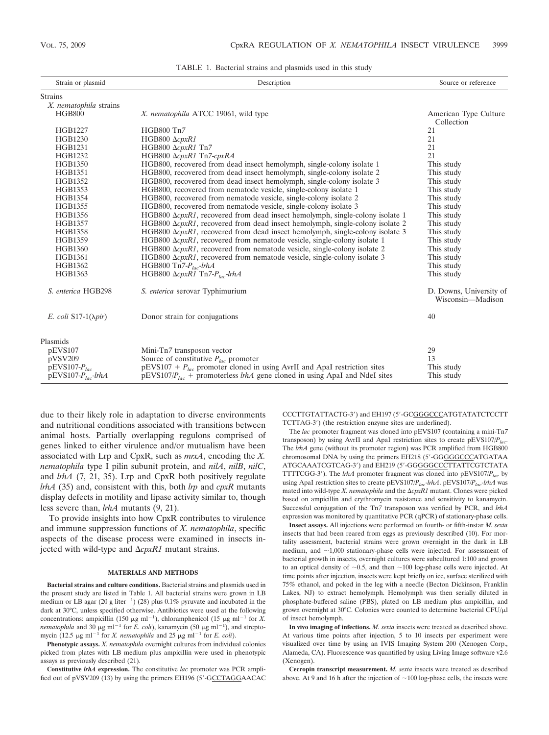TABLE 1. Bacterial strains and plasmids used in this study

| Strain or plasmid | Description | Source or reference |
| --- | --- | --- |
| Strains | | |
| *X. nematophila* strains | | |
| HGB800 | *X. nematophila* ATCC 19061, wild type | American Type Culture Collection |
| HGB1227 | HGB800 Tn7 | 21 |
| HGB1230 | HGB800 Δ*cpxR1* | 21 |
| HGB1231 | HGB800 Δ*cpxR1* Tn7 | 21 |
| HGB1232 | HGB800 Δ*cpxR1* Tn7-*cpxRA* | 21 |
| HGB1350 | HGB800, recovered from dead insect hemolymph, single-colony isolate 1 | This study |
| HGB1351 | HGB800, recovered from dead insect hemolymph, single-colony isolate 2 | This study |
| HGB1352 | HGB800, recovered from dead insect hemolymph, single-colony isolate 3 | This study |
| HGB1353 | HGB800, recovered from nematode vesicle, single-colony isolate 1 | This study |
| HGB1354 | HGB800, recovered from nematode vesicle, single-colony isolate 2 | This study |
| HGB1355 | HGB800, recovered from nematode vesicle, single-colony isolate 3 | This study |
| HGB1356 | HGB800 Δ*cpxR1*, recovered from dead insect hemolymph, single-colony isolate 1 | This study |
| HGB1357 | HGB800 Δ*cpxR1*, recovered from dead insect hemolymph, single-colony isolate 2 | This study |
| HGB1358 | HGB800 Δ*cpxR1*, recovered from dead insect hemolymph, single-colony isolate 3 | This study |
| HGB1359 | HGB800 Δ*cpxR1*, recovered from nematode vesicle, single-colony isolate 1 | This study |
| HGB1360 | HGB800 Δ*cpxR1*, recovered from nematode vesicle, single-colony isolate 2 | This study |
| HGB1361 | HGB800 Δ*cpxR1*, recovered from nematode vesicle, single-colony isolate 3 | This study |
| HGB1362 | HGB800 Tn7-$P_{lac}$-*lrhA* | This study |
| HGB1363 | HGB800 Δ*cpxR1* Tn7-$P_{lac}$-*lrhA* | This study |
| *S. enterica* HGB298 | *S. enterica* serovar Typhimurium | D. Downs, University of Wisconsin—Madison |
| *E. coli* S17-1(λ*pir*) | Donor strain for conjugations | 40 |
| Plasmids | | |
| pEVS107 | Mini-Tn7 transposon vector | 29 |
| pVSV209 | Source of constitutive $P_{lac}$ promoter | 13 |
| pEVS107-$P_{lac}$ | pEVS107 + $P_{lac}$ promoter cloned in using AvrII and ApaI restriction sites | This study |
| pEVS107-$P_{lac}$-*lrhA* | pEVS107/$P_{lac}$ + promoterless *lrhA* gene cloned in using ApaI and NdeI sites | This study |

due to their likely role in adaptation to diverse environments and nutritional conditions associated with transitions between animal hosts. Partially overlapping regulons comprised of genes linked to either virulence and/or mutualism have been associated with Lrp and CpxR, such as *mrxA*, encoding the *X. nematophila* type I pilin subunit protein, and *nilA*, *nilB*, *nilC*, and *lrhA* (7, 21, 35). Lrp and CpxR both positively regulate *lrhA* (35) and, consistent with this, both *lrp* and *cpxR* mutants display defects in motility and lipase activity similar to, though less severe than, *lrhA* mutants (9, 21).

To provide insights into how CpxR contributes to virulence and immune suppression functions of *X. nematophila*, specific aspects of the disease process were examined in insects injected with wild-type and Δ*cpxR1* mutant strains.

## MATERIALS AND METHODS

**Bacterial strains and culture conditions.** Bacterial strains and plasmids used in the present study are listed in Table 1. All bacterial strains were grown in LB medium or LB agar (20 g liter$^{-1}$) (28) plus 0.1% pyruvate and incubated in the dark at 30°C, unless specified otherwise. Antibiotics were used at the following concentrations: ampicillin (150 μg ml$^{-1}$), chloramphenicol (15 μg ml$^{-1}$ for *X. nematophila* and 30 μg ml$^{-1}$ for *E. coli*), kanamycin (50 μg ml$^{-1}$), and streptomycin (12.5 μg ml$^{-1}$ for *X. nematophila* and 25 μg ml$^{-1}$ for *E. coli*).

**Phenotypic assays.** *X. nematophila* overnight cultures from individual colonies picked from plates with LB medium plus ampicillin were used in phenotypic assays as previously described (21).

**Constitutive *lrhA* expression.** The constitutive *lac* promoter was PCR amplified out of pVSV209 (13) by using the primers EH196 (5′-GCCTAGGAACAC CCCTTGTATTACTG-3′) and EH197 (5′-GCGGGCCCATGTATATCTCCTT TCTTAG-3′) (the restriction enzyme sites are underlined).

The *lac* promoter fragment was cloned into pEVS107 (containing a mini-Tn7 transposon) by using AvrII and ApaI restriction sites to create pEVS107/$P_{lac}$. The *lrhA* gene (without its promoter region) was PCR amplified from HGB800 chromosomal DNA by using the primers EH218 (5′-GGGGGCCCATGATAA ATGCAAATCGTCAG-3′) and EH219 (5′-GGGGGCCCTTATTCGTCTATA TTTTCGG-3′). The *lrhA* promoter fragment was cloned into pEVS107/$P_{lac}$ by using ApaI restriction sites to create pEVS107/$P_{lac}$-*lrhA*. pEVS107/$P_{lac}$-*lrhA* was mated into wild-type *X. nematophila* and the Δ*cpxR1* mutant. Clones were picked based on ampicillin and erythromycin resistance and sensitivity to kanamycin. Successful conjugation of the Tn7 transposon was verified by PCR, and *lrhA* expression was monitored by quantitative PCR (qPCR) of stationary-phase cells.

**Insect assays.** All injections were performed on fourth- or fifth-instar *M. sexta* insects that had been reared from eggs as previously described (10). For mortality assessment, bacterial strains were grown overnight in the dark in LB medium, and ~1,000 stationary-phase cells were injected. For assessment of bacterial growth in insects, overnight cultures were subcultured 1:100 and grown to an optical density of ~0.5, and then ~100 log-phase cells were injected. At time points after injection, insects were kept briefly on ice, surface sterilized with 75% ethanol, and poked in the leg with a needle (Becton Dickinson, Franklin Lakes, NJ) to extract hemolymph. Hemolymph was then serially diluted in phosphate-buffered saline (PBS), plated on LB medium plus ampicillin, and grown overnight at 30°C. Colonies were counted to determine bacterial CFU/μl of insect hemolymph.

**In vivo imaging of infections.** *M. sexta* insects were treated as described above. At various time points after injection, 5 to 10 insects per experiment were visualized over time by using an IVIS Imaging System 200 (Xenogen Corp., Alameda, CA). Fluorescence was quantified by using Living Image software v2.6 (Xenogen).

**Cecropin transcript measurement.** *M. sexta* insects were treated as described above. At 9 and 16 h after the injection of ~100 log-phase cells, the insects were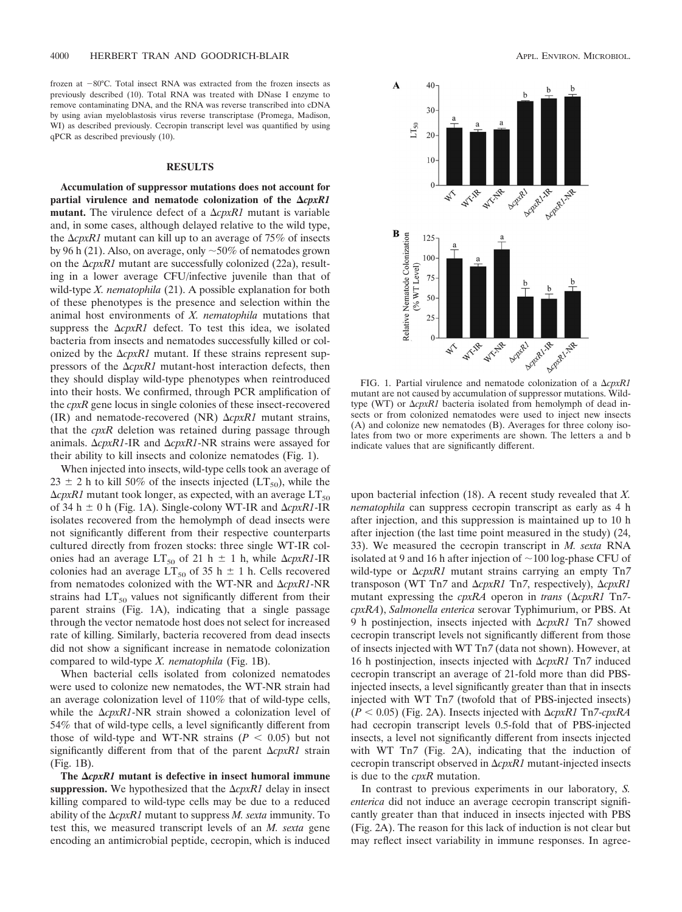frozen at −80°C. Total insect RNA was extracted from the frozen insects as previously described (10). Total RNA was treated with DNase I enzyme to remove contaminating DNA, and the RNA was reverse transcribed into cDNA by using avian myeloblastosis virus reverse transcriptase (Promega, Madison, WI) as described previously. Cecropin transcript level was quantified by using qPCR as described previously (10).

## RESULTS

**Accumulation of suppressor mutations does not account for partial virulence and nematode colonization of the Δ*cpxR1* mutant.** The virulence defect of a Δ*cpxR1* mutant is variable and, in some cases, although delayed relative to the wild type, the Δ*cpxR1* mutant can kill up to an average of 75% of insects by 96 h (21). Also, on average, only ~50% of nematodes grown on the Δ*cpxR1* mutant are successfully colonized (22a), resulting in a lower average CFU/infective juvenile than that of wild-type *X. nematophila* (21). A possible explanation for both of these phenotypes is the presence and selection within the animal host environments of *X. nematophila* mutations that suppress the Δ*cpxR1* defect. To test this idea, we isolated bacteria from insects and nematodes successfully killed or colonized by the Δ*cpxR1* mutant. If these strains represent suppressors of the Δ*cpxR1* mutant-host interaction defects, then they should display wild-type phenotypes when reintroduced into their hosts. We confirmed, through PCR amplification of the *cpxR* gene locus in single colonies of these insect-recovered (IR) and nematode-recovered (NR) Δ*cpxR1* mutant strains, that the *cpxR* deletion was retained during passage through animals. Δ*cpxR1*-IR and Δ*cpxR1*-NR strains were assayed for their ability to kill insects and colonize nematodes (Fig. 1).

When injected into insects, wild-type cells took an average of 23 ± 2 h to kill 50% of the insects injected ($LT_{50}$), while the Δ*cpxR1* mutant took longer, as expected, with an average $LT_{50}$ of 34 h ± 0 h (Fig. 1A). Single-colony WT-IR and Δ*cpxR1*-IR isolates recovered from the hemolymph of dead insects were not significantly different from their respective counterparts cultured directly from frozen stocks: three single WT-IR colonies had an average $LT_{50}$ of 21 h ± 1 h, while Δ*cpxR1*-IR colonies had an average $LT_{50}$ of 35 h ± 1 h. Cells recovered from nematodes colonized with the WT-NR and Δ*cpxR1*-NR strains had $LT_{50}$ values not significantly different from their parent strains (Fig. 1A), indicating that a single passage through the vector nematode host does not select for increased rate of killing. Similarly, bacteria recovered from dead insects did not show a significant increase in nematode colonization compared to wild-type *X. nematophila* (Fig. 1B).

When bacterial cells isolated from colonized nematodes were used to colonize new nematodes, the WT-NR strain had an average colonization level of 110% that of wild-type cells, while the Δ*cpxR1*-NR strain showed a colonization level of 54% that of wild-type cells, a level significantly different from those of wild-type and WT-NR strains ($P < 0.05$) but not significantly different from that of the parent Δ*cpxR1* strain (Fig. 1B).

**The Δ*cpxR1* mutant is defective in insect humoral immune suppression.** We hypothesized that the Δ*cpxR1* delay in insect killing compared to wild-type cells may be due to a reduced ability of the Δ*cpxR1* mutant to suppress *M. sexta* immunity. To test this, we measured transcript levels of an *M. sexta* gene encoding an antimicrobial peptide, cecropin, which is induced upon bacterial infection (18). A recent study revealed that *X. nematophila* can suppress cecropin transcript as early as 4 h after injection, and this suppression is maintained up to 10 h after injection (the last time point measured in the study) (24, 33). We measured the cecropin transcript in *M. sexta* RNA isolated at 9 and 16 h after injection of ~100 log-phase CFU of wild-type or Δ*cpxR1* mutant strains carrying an empty Tn*7* transposon (WT Tn*7* and Δ*cpxR1* Tn*7*, respectively), Δ*cpxR1* mutant expressing the *cpxRA* operon in *trans* (Δ*cpxR1* Tn*7*-*cpxRA*), *Salmonella enterica* serovar Typhimurium, or PBS. At 9 h postinjection, insects injected with Δ*cpxR1* Tn*7* showed cecropin transcript levels not significantly different from those of insects injected with WT Tn*7* (data not shown). However, at 16 h postinjection, insects injected with Δ*cpxR1* Tn*7* induced cecropin transcript an average of 21-fold more than did PBS-injected insects, a level significantly greater than that in insects injected with WT Tn*7* (twofold that of PBS-injected insects) ($P < 0.05$) (Fig. 2A). Insects injected with Δ*cpxR1* Tn*7*-*cpxRA* had cecropin transcript levels 0.5-fold that of PBS-injected insects, a level not significantly different from insects injected with WT Tn*7* (Fig. 2A), indicating that the induction of cecropin transcript observed in Δ*cpxR1* mutant-injected insects is due to the *cpxR* mutation.

In contrast to previous experiments in our laboratory, *S. enterica* did not induce an average cecropin transcript significantly greater than that induced in insects injected with PBS (Fig. 2A). The reason for this lack of induction is not clear but may reflect insect variability in immune responses. In agree-

FIG. 1. Partial virulence and nematode colonization of a Δ*cpxR1* mutant are not caused by accumulation of suppressor mutations. Wild-type (WT) or Δ*cpxR1* bacteria isolated from hemolymph of dead insects or from colonized nematodes were used to inject new insects (A) and colonize new nematodes (B). Averages for three colony isolates from two or more experiments are shown. The letters a and b indicate values that are significantly different.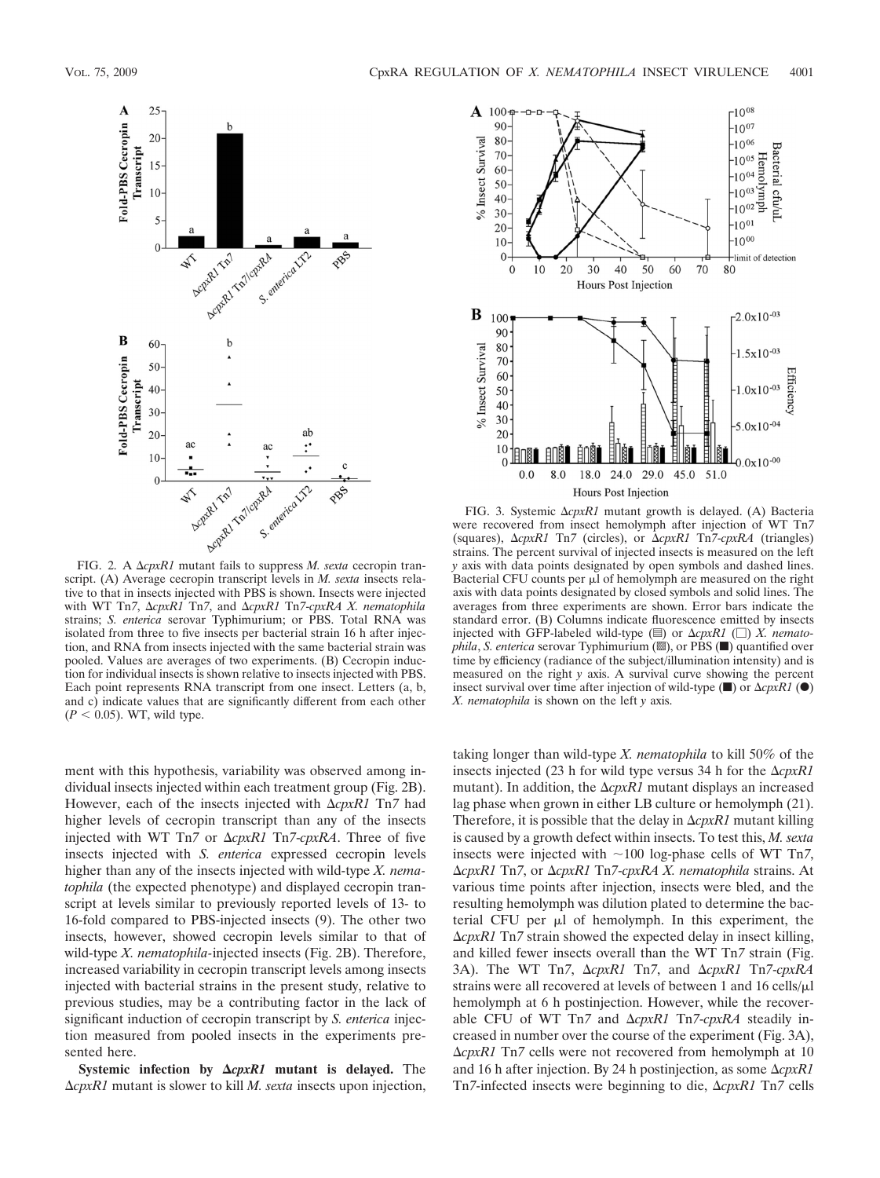FIG. 2. A Δ*cpxR1* mutant fails to suppress *M. sexta* cecropin transcript. (A) Average cecropin transcript levels in *M. sexta* insects relative to that in insects injected with PBS is shown. Insects were injected with WT Tn*7*, Δ*cpxR1* Tn*7*, and Δ*cpxR1* Tn*7*-*cpxRA X. nematophila* strains; *S. enterica* serovar Typhimurium; or PBS. Total RNA was isolated from three to five insects per bacterial strain 16 h after injection, and RNA from insects injected with the same bacterial strain was pooled. Values are averages of two experiments. (B) Cecropin induction for individual insects is shown relative to insects injected with PBS. Each point represents RNA transcript from one insect. Letters (a, b, and c) indicate values that are significantly different from each other ($P < 0.05$). WT, wild type.

FIG. 3. Systemic Δ*cpxR1* mutant growth is delayed. (A) Bacteria were recovered from insect hemolymph after injection of WT Tn*7* (squares), Δ*cpxR1* Tn*7* (circles), or Δ*cpxR1* Tn*7*-*cpxRA* (triangles) strains. The percent survival of injected insects is measured on the left *y* axis with data points designated by open symbols and dashed lines. Bacterial CFU counts per μl of hemolymph are measured on the right axis with data points designated by closed symbols and solid lines. The averages from three experiments are shown. Error bars indicate the standard error. (B) Columns indicate fluorescence emitted by insects injected with GFP-labeled wild-type (▤) or Δ*cpxR1* (□) *X. nematophila*, *S. enterica* serovar Typhimurium (▩), or PBS (■) quantified over time by efficiency (radiance of the subject/illumination intensity) and is measured on the right *y* axis. A survival curve showing the percent insect survival over time after injection of wild-type (■) or Δ*cpxR1* (●) *X. nematophila* is shown on the left *y* axis.

ment with this hypothesis, variability was observed among individual insects injected within each treatment group (Fig. 2B). However, each of the insects injected with Δ*cpxR1* Tn*7* had higher levels of cecropin transcript than any of the insects injected with WT Tn*7* or Δ*cpxR1* Tn*7*-*cpxRA*. Three of five insects injected with *S. enterica* expressed cecropin levels higher than any of the insects injected with wild-type *X. nematophila* (the expected phenotype) and displayed cecropin transcript at levels similar to previously reported levels of 13- to 16-fold compared to PBS-injected insects (9). The other two insects, however, showed cecropin levels similar to that of wild-type *X. nematophila*-injected insects (Fig. 2B). Therefore, increased variability in cecropin transcript levels among insects injected with bacterial strains in the present study, relative to previous studies, may be a contributing factor in the lack of significant induction of cecropin transcript by *S. enterica* injection measured from pooled insects in the experiments presented here.

**Systemic infection by Δ*cpxR1* mutant is delayed.** The Δ*cpxR1* mutant is slower to kill *M. sexta* insects upon injection, taking longer than wild-type *X. nematophila* to kill 50% of the insects injected (23 h for wild type versus 34 h for the Δ*cpxR1* mutant). In addition, the Δ*cpxR1* mutant displays an increased lag phase when grown in either LB culture or hemolymph (21). Therefore, it is possible that the delay in Δ*cpxR1* mutant killing is caused by a growth defect within insects. To test this, *M. sexta* insects were injected with ~100 log-phase cells of WT Tn*7*, Δ*cpxR1* Tn*7*, or Δ*cpxR1* Tn*7*-*cpxRA X. nematophila* strains. At various time points after injection, insects were bled, and the resulting hemolymph was dilution plated to determine the bacterial CFU per μl of hemolymph. In this experiment, the Δ*cpxR1* Tn*7* strain showed the expected delay in insect killing, and killed fewer insects overall than the WT Tn*7* strain (Fig. 3A). The WT Tn*7*, Δ*cpxR1* Tn*7*, and Δ*cpxR1* Tn*7*-*cpxRA* strains were all recovered at levels of between 1 and 16 cells/μl hemolymph at 6 h postinjection. However, while the recoverable CFU of WT Tn*7* and Δ*cpxR1* Tn*7*-*cpxRA* steadily increased in number over the course of the experiment (Fig. 3A), Δ*cpxR1* Tn*7* cells were not recovered from hemolymph at 10 and 16 h after injection. By 24 h postinjection, as some Δ*cpxR1* Tn*7*-infected insects were beginning to die, Δ*cpxR1* Tn*7* cells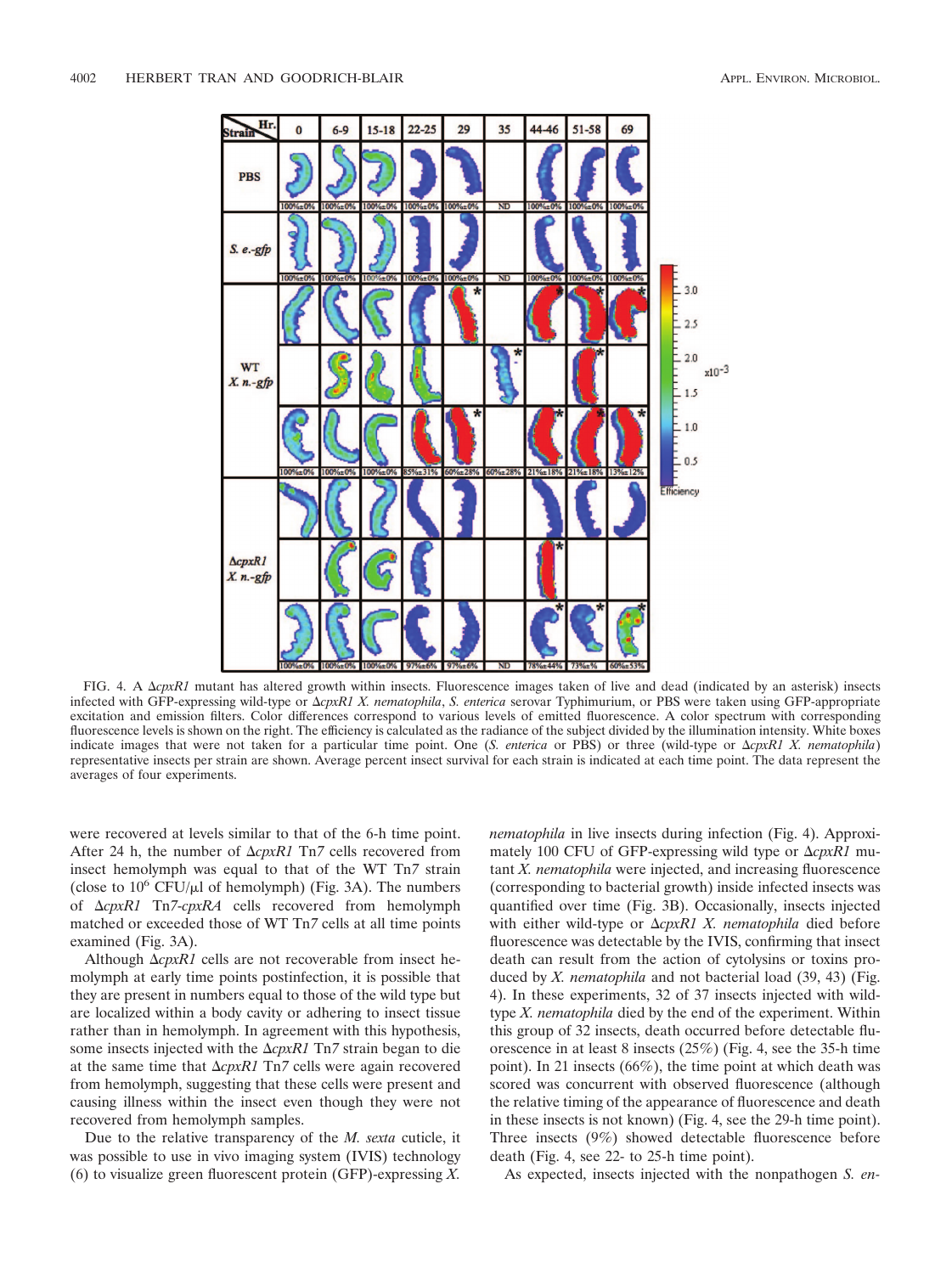FIG. 4. A Δ*cpxR1* mutant has altered growth within insects. Fluorescence images taken of live and dead (indicated by an asterisk) insects infected with GFP-expressing wild-type or Δ*cpxR1 X. nematophila*, *S. enterica* serovar Typhimurium, or PBS were taken using GFP-appropriate excitation and emission filters. Color differences correspond to various levels of emitted fluorescence. A color spectrum with corresponding fluorescence levels is shown on the right. The efficiency is calculated as the radiance of the subject divided by the illumination intensity. White boxes indicate images that were not taken for a particular time point. One (*S. enterica* or PBS) or three (wild-type or Δ*cpxR1 X. nematophila*) representative insects per strain are shown. Average percent insect survival for each strain is indicated at each time point. The data represent the averages of four experiments.

were recovered at levels similar to that of the 6-h time point. After 24 h, the number of Δ*cpxR1* Tn*7* cells recovered from insect hemolymph was equal to that of the WT Tn*7* strain (close to $10^6$ CFU/μl of hemolymph) (Fig. 3A). The numbers of Δ*cpxR1* Tn*7*-*cpxRA* cells recovered from hemolymph matched or exceeded those of WT Tn*7* cells at all time points examined (Fig. 3A).

Although Δ*cpxR1* cells are not recoverable from insect hemolymph at early time points postinfection, it is possible that they are present in numbers equal to those of the wild type but are localized within a body cavity or adhering to insect tissue rather than in hemolymph. In agreement with this hypothesis, some insects injected with the Δ*cpxR1* Tn*7* strain began to die at the same time that Δ*cpxR1* Tn*7* cells were again recovered from hemolymph, suggesting that these cells were present and causing illness within the insect even though they were not recovered from hemolymph samples.

Due to the relative transparency of the *M. sexta* cuticle, it was possible to use in vivo imaging system (IVIS) technology (6) to visualize green fluorescent protein (GFP)-expressing *X. nematophila* in live insects during infection (Fig. 4). Approximately 100 CFU of GFP-expressing wild type or Δ*cpxR1* mutant *X. nematophila* were injected, and increasing fluorescence (corresponding to bacterial growth) inside infected insects was quantified over time (Fig. 3B). Occasionally, insects injected with either wild-type or Δ*cpxR1 X. nematophila* died before fluorescence was detectable by the IVIS, confirming that insect death can result from the action of cytolysins or toxins produced by *X. nematophila* and not bacterial load (39, 43) (Fig. 4). In these experiments, 32 of 37 insects injected with wild-type *X. nematophila* died by the end of the experiment. Within this group of 32 insects, death occurred before detectable fluorescence in at least 8 insects (25%) (Fig. 4, see the 35-h time point). In 21 insects (66%), the time point at which death was scored was concurrent with observed fluorescence (although the relative timing of the appearance of fluorescence and death in these insects is not known) (Fig. 4, see the 29-h time point). Three insects (9%) showed detectable fluorescence before death (Fig. 4, see 22- to 25-h time point).

As expected, insects injected with the nonpathogen *S. en-*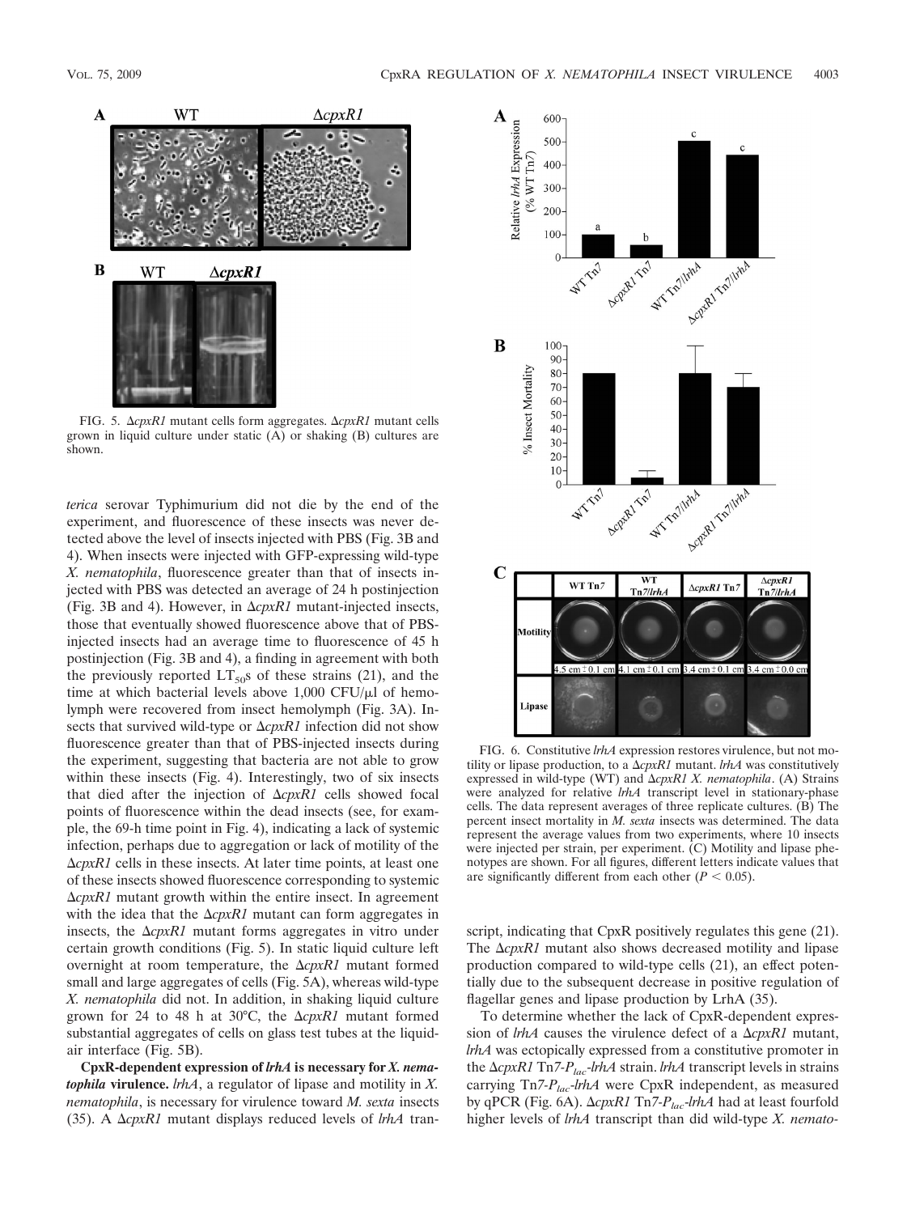FIG. 5. Δ*cpxR1* mutant cells form aggregates. Δ*cpxR1* mutant cells grown in liquid culture under static (A) or shaking (B) cultures are shown.

*terica* serovar Typhimurium did not die by the end of the experiment, and fluorescence of these insects was never detected above the level of insects injected with PBS (Fig. 3B and 4). When insects were injected with GFP-expressing wild-type *X. nematophila*, fluorescence greater than that of insects injected with PBS was detected an average of 24 h postinjection (Fig. 3B and 4). However, in Δ*cpxR1* mutant-injected insects, those that eventually showed fluorescence above that of PBS-injected insects had an average time to fluorescence of 45 h postinjection (Fig. 3B and 4), a finding in agreement with both the previously reported $LT_{50}$s of these strains (21), and the time at which bacterial levels above 1,000 CFU/μl of hemolymph were recovered from insect hemolymph (Fig. 3A). Insects that survived wild-type or Δ*cpxR1* infection did not show fluorescence greater than that of PBS-injected insects during the experiment, suggesting that bacteria are not able to grow within these insects (Fig. 4). Interestingly, two of six insects that died after the injection of Δ*cpxR1* cells showed focal points of fluorescence within the dead insects (see, for example, the 69-h time point in Fig. 4), indicating a lack of systemic infection, perhaps due to aggregation or lack of motility of the Δ*cpxR1* cells in these insects. At later time points, at least one of these insects showed fluorescence corresponding to systemic Δ*cpxR1* mutant growth within the entire insect. In agreement with the idea that the Δ*cpxR1* mutant can form aggregates in insects, the Δ*cpxR1* mutant forms aggregates in vitro under certain growth conditions (Fig. 5). In static liquid culture left overnight at room temperature, the Δ*cpxR1* mutant formed small and large aggregates of cells (Fig. 5A), whereas wild-type *X. nematophila* did not. In addition, in shaking liquid culture grown for 24 to 48 h at 30°C, the Δ*cpxR1* mutant formed substantial aggregates of cells on glass test tubes at the liquid-air interface (Fig. 5B).

**CpxR-dependent expression of *lrhA* is necessary for *X. nematophila* virulence.** *lrhA*, a regulator of lipase and motility in *X. nematophila*, is necessary for virulence toward *M. sexta* insects (35). A Δ*cpxR1* mutant displays reduced levels of *lrhA* transcript, indicating that CpxR positively regulates this gene (21). The Δ*cpxR1* mutant also shows decreased motility and lipase production compared to wild-type cells (21), an effect potentially due to the subsequent decrease in positive regulation of flagellar genes and lipase production by LrhA (35).

To determine whether the lack of CpxR-dependent expression of *lrhA* causes the virulence defect of a Δ*cpxR1* mutant, *lrhA* was ectopically expressed from a constitutive promoter in the Δ*cpxR1* Tn*7*-$P_{lac}$-*lrhA* strain. *lrhA* transcript levels in strains carrying Tn*7*-$P_{lac}$-*lrhA* were CpxR independent, as measured by qPCR (Fig. 6A). Δ*cpxR1* Tn*7*-$P_{lac}$-*lrhA* had at least fourfold higher levels of *lrhA* transcript than did wild-type *X. nemato-*

| | WT Tn*7* | WT Tn*7*/*lrhA* | Δ*cpxR1* Tn*7* | Δ*cpxR1* Tn*7*/*lrhA* |
|---|---|---|---|---|
| Motility | 4.5 cm ± 0.1 cm | 4.1 cm ± 0.1 cm | 3.4 cm ± 0.1 cm | 3.4 cm ± 0.0 cm |

FIG. 6. Constitutive *lrhA* expression restores virulence, but not motility or lipase production, to a Δ*cpxR1* mutant. *lrhA* was constitutively expressed in wild-type (WT) and Δ*cpxR1 X. nematophila*. (A) Strains were analyzed for relative *lrhA* transcript level in stationary-phase cells. The data represent averages of three replicate cultures. (B) The percent insect mortality in *M. sexta* insects was determined. The data represent the average values from two experiments, where 10 insects were injected per strain, per experiment. (C) Motility and lipase phenotypes are shown. For all figures, different letters indicate values that are significantly different from each other ($P < 0.05$).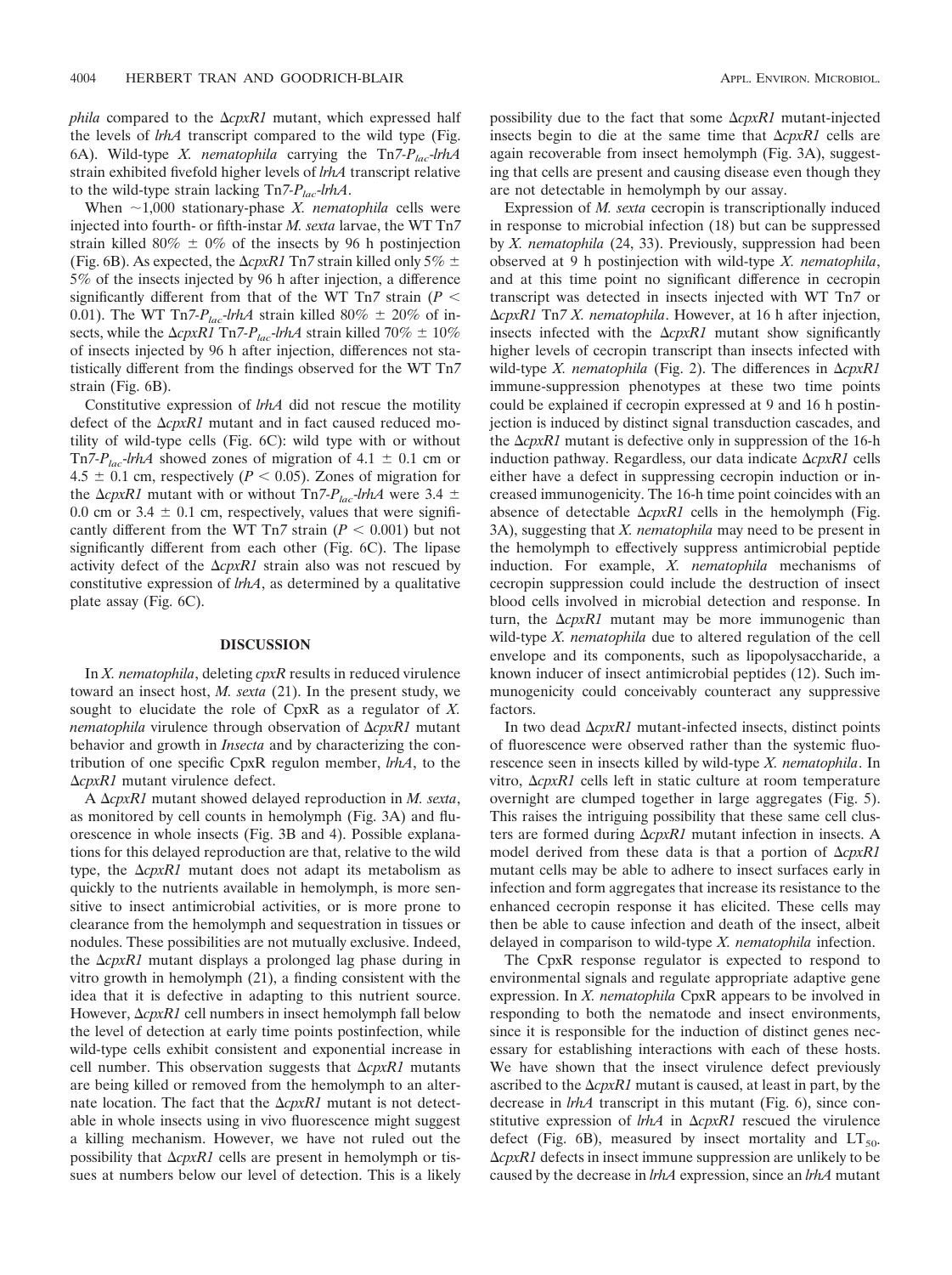*phila* compared to the Δ*cpxR1* mutant, which expressed half the levels of *lrhA* transcript compared to the wild type (Fig. 6A). Wild-type *X. nematophila* carrying the Tn*7*-$P_{lac}$-*lrhA* strain exhibited fivefold higher levels of *lrhA* transcript relative to the wild-type strain lacking Tn*7*-$P_{lac}$-*lrhA*.

When ~1,000 stationary-phase *X. nematophila* cells were injected into fourth- or fifth-instar *M. sexta* larvae, the WT Tn*7* strain killed 80% ± 0% of the insects by 96 h postinjection (Fig. 6B). As expected, the Δ*cpxR1* Tn*7* strain killed only 5% ± 5% of the insects injected by 96 h after injection, a difference significantly different from that of the WT Tn*7* strain ($P < 0.01$). The WT Tn*7*-$P_{lac}$-*lrhA* strain killed 80% ± 20% of insects, while the Δ*cpxR1* Tn*7*-$P_{lac}$-*lrhA* strain killed 70% ± 10% of insects injected by 96 h after injection, differences not statistically different from the findings observed for the WT Tn*7* strain (Fig. 6B).

Constitutive expression of *lrhA* did not rescue the motility defect of the Δ*cpxR1* mutant and in fact caused reduced motility of wild-type cells (Fig. 6C): wild type with or without Tn*7*-$P_{lac}$-*lrhA* showed zones of migration of 4.1 ± 0.1 cm or 4.5 ± 0.1 cm, respectively ($P < 0.05$). Zones of migration for the Δ*cpxR1* mutant with or without Tn*7*-$P_{lac}$-*lrhA* were 3.4 ± 0.0 cm or 3.4 ± 0.1 cm, respectively, values that were significantly different from the WT Tn*7* strain ($P < 0.001$) but not significantly different from each other (Fig. 6C). The lipase activity defect of the Δ*cpxR1* strain also was not rescued by constitutive expression of *lrhA*, as determined by a qualitative plate assay (Fig. 6C).

## DISCUSSION

In *X. nematophila*, deleting *cpxR* results in reduced virulence toward an insect host, *M. sexta* (21). In the present study, we sought to elucidate the role of CpxR as a regulator of *X. nematophila* virulence through observation of Δ*cpxR1* mutant behavior and growth in *Insecta* and by characterizing the contribution of one specific CpxR regulon member, *lrhA*, to the Δ*cpxR1* mutant virulence defect.

A Δ*cpxR1* mutant showed delayed reproduction in *M. sexta*, as monitored by cell counts in hemolymph (Fig. 3A) and fluorescence in whole insects (Fig. 3B and 4). Possible explanations for this delayed reproduction are that, relative to the wild type, the Δ*cpxR1* mutant does not adapt its metabolism as quickly to the nutrients available in hemolymph, is more sensitive to insect antimicrobial activities, or is more prone to clearance from the hemolymph and sequestration in tissues or nodules. These possibilities are not mutually exclusive. Indeed, the Δ*cpxR1* mutant displays a prolonged lag phase during in vitro growth in hemolymph (21), a finding consistent with the idea that it is defective in adapting to this nutrient source. However, Δ*cpxR1* cell numbers in insect hemolymph fall below the level of detection at early time points postinfection, while wild-type cells exhibit consistent and exponential increase in cell number. This observation suggests that Δ*cpxR1* mutants are being killed or removed from the hemolymph to an alternate location. The fact that the Δ*cpxR1* mutant is not detectable in whole insects using in vivo fluorescence might suggest a killing mechanism. However, we have not ruled out the possibility that Δ*cpxR1* cells are present in hemolymph or tissues at numbers below our level of detection. This is a likely possibility due to the fact that some Δ*cpxR1* mutant-injected insects begin to die at the same time that Δ*cpxR1* cells are again recoverable from insect hemolymph (Fig. 3A), suggesting that cells are present and causing disease even though they are not detectable in hemolymph by our assay.

Expression of *M. sexta* cecropin is transcriptionally induced in response to microbial infection (18) but can be suppressed by *X. nematophila* (24, 33). Previously, suppression had been observed at 9 h postinjection with wild-type *X. nematophila*, and at this time point no significant difference in cecropin transcript was detected in insects injected with WT Tn*7* or Δ*cpxR1* Tn*7 X. nematophila*. However, at 16 h after injection, insects infected with the Δ*cpxR1* mutant show significantly higher levels of cecropin transcript than insects infected with wild-type *X. nematophila* (Fig. 2). The differences in Δ*cpxR1* immune-suppression phenotypes at these two time points could be explained if cecropin expressed at 9 and 16 h postinjection is induced by distinct signal transduction cascades, and the Δ*cpxR1* mutant is defective only in suppression of the 16-h induction pathway. Regardless, our data indicate Δ*cpxR1* cells either have a defect in suppressing cecropin induction or increased immunogenicity. The 16-h time point coincides with an absence of detectable Δ*cpxR1* cells in the hemolymph (Fig. 3A), suggesting that *X. nematophila* may need to be present in the hemolymph to effectively suppress antimicrobial peptide induction. For example, *X. nematophila* mechanisms of cecropin suppression could include the destruction of insect blood cells involved in microbial detection and response. In turn, the Δ*cpxR1* mutant may be more immunogenic than wild-type *X. nematophila* due to altered regulation of the cell envelope and its components, such as lipopolysaccharide, a known inducer of insect antimicrobial peptides (12). Such immunogenicity could conceivably counteract any suppressive factors.

In two dead Δ*cpxR1* mutant-infected insects, distinct points of fluorescence were observed rather than the systemic fluorescence seen in insects killed by wild-type *X. nematophila*. In vitro, Δ*cpxR1* cells left in static culture at room temperature overnight are clumped together in large aggregates (Fig. 5). This raises the intriguing possibility that these same cell clusters are formed during Δ*cpxR1* mutant infection in insects. A model derived from these data is that a portion of Δ*cpxR1* mutant cells may be able to adhere to insect surfaces early in infection and form aggregates that increase its resistance to the enhanced cecropin response it has elicited. These cells may then be able to cause infection and death of the insect, albeit delayed in comparison to wild-type *X. nematophila* infection.

The CpxR response regulator is expected to respond to environmental signals and regulate appropriate adaptive gene expression. In *X. nematophila* CpxR appears to be involved in responding to both the nematode and insect environments, since it is responsible for the induction of distinct genes necessary for establishing interactions with each of these hosts. We have shown that the insect virulence defect previously ascribed to the Δ*cpxR1* mutant is caused, at least in part, by the decrease in *lrhA* transcript in this mutant (Fig. 6), since constitutive expression of *lrhA* in Δ*cpxR1* rescued the virulence defect (Fig. 6B), measured by insect mortality and $LT_{50}$. Δ*cpxR1* defects in insect immune suppression are unlikely to be caused by the decrease in *lrhA* expression, since an *lrhA* mutant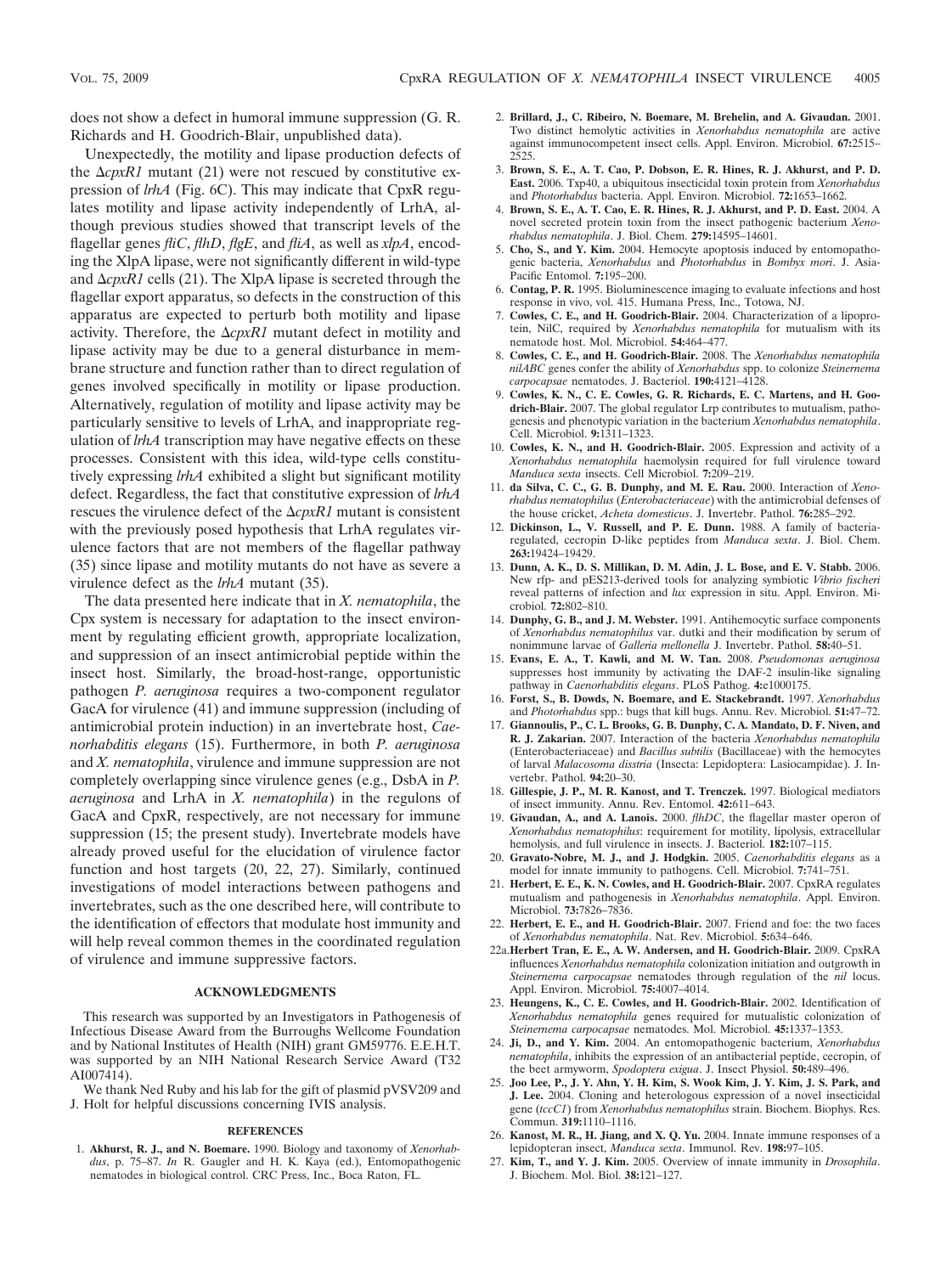does not show a defect in humoral immune suppression (G. R. Richards and H. Goodrich-Blair, unpublished data).

Unexpectedly, the motility and lipase production defects of the Δ*cpxR1* mutant (21) were not rescued by constitutive expression of *lrhA* (Fig. 6C). This may indicate that CpxR regulates motility and lipase activity independently of LrhA, although previous studies showed that transcript levels of the flagellar genes *fliC*, *flhD*, *flgE*, and *fliA*, as well as *xlpA*, encoding the XlpA lipase, were not significantly different in wild-type and Δ*cpxR1* cells (21). The XlpA lipase is secreted through the flagellar export apparatus, so defects in the construction of this apparatus are expected to perturb both motility and lipase activity. Therefore, the Δ*cpxR1* mutant defect in motility and lipase activity may be due to a general disturbance in membrane structure and function rather than to direct regulation of genes involved specifically in motility or lipase production. Alternatively, regulation of motility and lipase activity may be particularly sensitive to levels of LrhA, and inappropriate regulation of *lrhA* transcription may have negative effects on these processes. Consistent with this idea, wild-type cells constitutively expressing *lrhA* exhibited a slight but significant motility defect. Regardless, the fact that constitutive expression of *lrhA* rescues the virulence defect of the Δ*cpxR1* mutant is consistent with the previously posed hypothesis that LrhA regulates virulence factors that are not members of the flagellar pathway (35) since lipase and motility mutants do not have as severe a virulence defect as the *lrhA* mutant (35).

The data presented here indicate that in *X. nematophila*, the Cpx system is necessary for adaptation to the insect environment by regulating efficient growth, appropriate localization, and suppression of an insect antimicrobial peptide within the insect host. Similarly, the broad-host-range, opportunistic pathogen *P. aeruginosa* requires a two-component regulator GacA for virulence (41) and immune suppression (including of antimicrobial protein induction) in an invertebrate host, *Caenorhabditis elegans* (15). Furthermore, in both *P. aeruginosa* and *X. nematophila*, virulence and immune suppression are not completely overlapping since virulence genes (e.g., DsbA in *P. aeruginosa* and LrhA in *X. nematophila*) in the regulons of GacA and CpxR, respectively, are not necessary for immune suppression (15; the present study). Invertebrate models have already proved useful for the elucidation of virulence factor function and host targets (20, 22, 27). Similarly, continued investigations of model interactions between pathogens and invertebrates, such as the one described here, will contribute to the identification of effectors that modulate host immunity and will help reveal common themes in the coordinated regulation of virulence and immune suppressive factors.

## ACKNOWLEDGMENTS

This research was supported by an Investigators in Pathogenesis of Infectious Disease Award from the Burroughs Wellcome Foundation and by National Institutes of Health (NIH) grant GM59776. E.E.H.T. was supported by an NIH National Research Service Award (T32 AI007414).

We thank Ned Ruby and his lab for the gift of plasmid pVSV209 and J. Holt for helpful discussions concerning IVIS analysis.

## REFERENCES

1. **Akhurst, R. J., and N. Boemare.** 1990. Biology and taxonomy of *Xenorhabdus*, p. 75–87. *In* R. Gaugler and H. K. Kaya (ed.), Entomopathogenic nematodes in biological control. CRC Press, Inc., Boca Raton, FL.
2. **Brillard, J., C. Ribeiro, N. Boemare, M. Brehelin, and A. Givaudan.** 2001. Two distinct hemolytic activities in *Xenorhabdus nematophila* are active against immunocompetent insect cells. Appl. Environ. Microbiol. **67:**2515–2525.
3. **Brown, S. E., A. T. Cao, P. Dobson, E. R. Hines, R. J. Akhurst, and P. D. East.** 2006. Txp40, a ubiquitous insecticidal toxin protein from *Xenorhabdus* and *Photorhabdus* bacteria. Appl. Environ. Microbiol. **72:**1653–1662.
4. **Brown, S. E., A. T. Cao, E. R. Hines, R. J. Akhurst, and P. D. East.** 2004. A novel secreted protein toxin from the insect pathogenic bacterium *Xenorhabdus nematophila*. J. Biol. Chem. **279:**14595–14601.
5. **Cho, S., and Y. Kim.** 2004. Hemocyte apoptosis induced by entomopathogenic bacteria, *Xenorhabdus* and *Photorhabdus* in *Bombyx mori*. J. Asia-Pacific Entomol. **7:**195–200.
6. **Contag, P. R.** 1995. Bioluminescence imaging to evaluate infections and host response in vivo, vol. 415. Humana Press, Inc., Totowa, NJ.
7. **Cowles, C. E., and H. Goodrich-Blair.** 2004. Characterization of a lipoprotein, NilC, required by *Xenorhabdus nematophila* for mutualism with its nematode host. Mol. Microbiol. **54:**464–477.
8. **Cowles, C. E., and H. Goodrich-Blair.** 2008. The *Xenorhabdus nematophila nilABC* genes confer the ability of *Xenorhabdus* spp. to colonize *Steinernema carpocapsae* nematodes. J. Bacteriol. **190:**4121–4128.
9. **Cowles, K. N., C. E. Cowles, G. R. Richards, E. C. Martens, and H. Goodrich-Blair.** 2007. The global regulator Lrp contributes to mutualism, pathogenesis and phenotypic variation in the bacterium *Xenorhabdus nematophila*. Cell. Microbiol. **9:**1311–1323.
10. **Cowles, K. N., and H. Goodrich-Blair.** 2005. Expression and activity of a *Xenorhabdus nematophila* haemolysin required for full virulence toward *Manduca sexta* insects. Cell Microbiol. **7:**209–219.
11. **da Silva, C. C., G. B. Dunphy, and M. E. Rau.** 2000. Interaction of *Xenorhabdus nematophilus* (*Enterobacteriaceae*) with the antimicrobial defenses of the house cricket, *Acheta domesticus*. J. Invertebr. Pathol. **76:**285–292.
12. **Dickinson, L., V. Russell, and P. E. Dunn.** 1988. A family of bacteria-regulated, cecropin D-like peptides from *Manduca sexta*. J. Biol. Chem. **263:**19424–19429.
13. **Dunn, A. K., D. S. Millikan, D. M. Adin, J. L. Bose, and E. V. Stabb.** 2006. New rfp- and pES213-derived tools for analyzing symbiotic *Vibrio fischeri* reveal patterns of infection and *lux* expression in situ. Appl. Environ. Microbiol. **72:**802–810.
14. **Dunphy, G. B., and J. M. Webster.** 1991. Antihemocytic surface components of *Xenorhabdus nematophilus* var. dutki and their modification by serum of nonimmune larvae of *Galleria mellonella* J. Invertebr. Pathol. **58:**40–51.
15. **Evans, E. A., T. Kawli, and M. W. Tan.** 2008. *Pseudomonas aeruginosa* suppresses host immunity by activating the DAF-2 insulin-like signaling pathway in *Caenorhabditis elegans*. PLoS Pathog. **4:**e1000175.
16. **Forst, S., B. Dowds, N. Boemare, and E. Stackebrandt.** 1997. *Xenorhabdus* and *Photorhabdus* spp.: bugs that kill bugs. Annu. Rev. Microbiol. **51:**47–72.
17. **Giannoulis, P., C. L. Brooks, G. B. Dunphy, C. A. Mandato, D. F. Niven, and R. J. Zakarian.** 2007. Interaction of the bacteria *Xenorhabdus nematophila* (Enterobacteriaceae) and *Bacillus subtilis* (Bacillaceae) with the hemocytes of larval *Malacosoma disstria* (Insecta: Lepidoptera: Lasiocampidae). J. Invertebr. Pathol. **94:**20–30.
18. **Gillespie, J. P., M. R. Kanost, and T. Trenczek.** 1997. Biological mediators of insect immunity. Annu. Rev. Entomol. **42:**611–643.
19. **Givaudan, A., and A. Lanois.** 2000. *flhDC*, the flagellar master operon of *Xenorhabdus nematophilus*: requirement for motility, lipolysis, extracellular hemolysis, and full virulence in insects. J. Bacteriol. **182:**107–115.
20. **Gravato-Nobre, M. J., and J. Hodgkin.** 2005. *Caenorhabditis elegans* as a model for innate immunity to pathogens. Cell. Microbiol. **7:**741–751.
21. **Herbert, E. E., K. N. Cowles, and H. Goodrich-Blair.** 2007. CpxRA regulates mutualism and pathogenesis in *Xenorhabdus nematophila*. Appl. Environ. Microbiol. **73:**7826–7836.
22. **Herbert, E. E., and H. Goodrich-Blair.** 2007. Friend and foe: the two faces of *Xenorhabdus nematophila*. Nat. Rev. Microbiol. **5:**634–646.

22a. **Herbert Tran, E. E., A. W. Andersen, and H. Goodrich-Blair.** 2009. CpxRA influences *Xenorhabdus nematophila* colonization initiation and outgrowth in *Steinernema carpocapsae* nematodes through regulation of the *nil* locus. Appl. Environ. Microbiol. **75:**4007–4014.

23. **Heungens, K., C. E. Cowles, and H. Goodrich-Blair.** 2002. Identification of *Xenorhabdus nematophila* genes required for mutualistic colonization of *Steinernema carpocapsae* nematodes. Mol. Microbiol. **45:**1337–1353.
24. **Ji, D., and Y. Kim.** 2004. An entomopathogenic bacterium, *Xenorhabdus nematophila*, inhibits the expression of an antibacterial peptide, cecropin, of the beet armyworm, *Spodoptera exigua*. J. Insect Physiol. **50:**489–496.
25. **Joo Lee, P., J. Y. Ahn, Y. H. Kim, S. Wook Kim, J. Y. Kim, J. S. Park, and J. Lee.** 2004. Cloning and heterologous expression of a novel insecticidal gene (*tccC1*) from *Xenorhabdus nematophilus* strain. Biochem. Biophys. Res. Commun. **319:**1110–1116.
26. **Kanost, M. R., H. Jiang, and X. Q. Yu.** 2004. Innate immune responses of a lepidopteran insect, *Manduca sexta*. Immunol. Rev. **198:**97–105.
27. **Kim, T., and Y. J. Kim.** 2005. Overview of innate immunity in *Drosophila*. J. Biochem. Mol. Biol. **38:**121–127.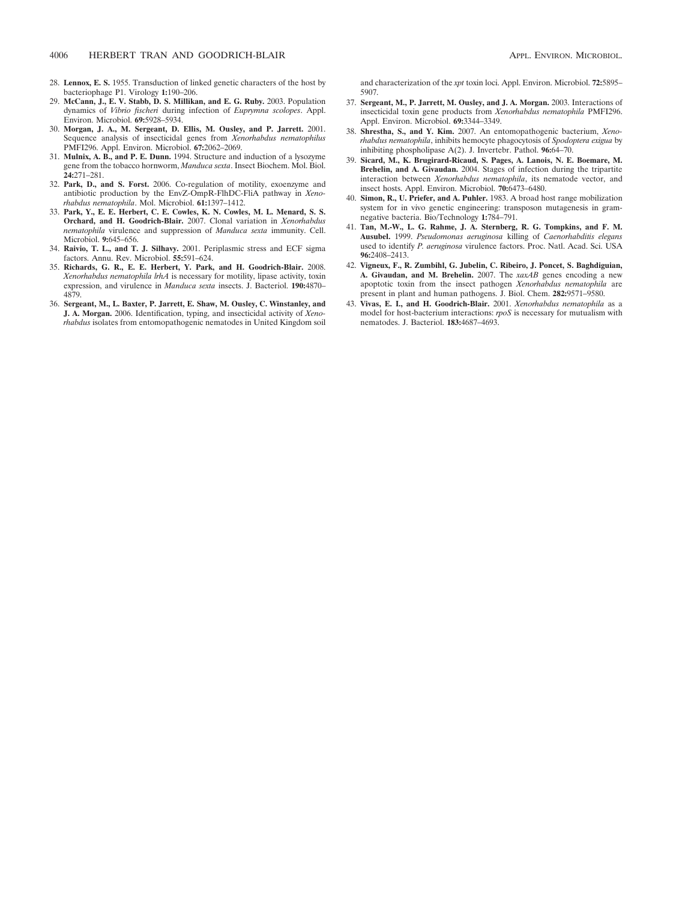28. **Lennox, E. S.** 1955. Transduction of linked genetic characters of the host by bacteriophage P1. Virology **1:**190–206.
29. **McCann, J., E. V. Stabb, D. S. Millikan, and E. G. Ruby.** 2003. Population dynamics of *Vibrio fischeri* during infection of *Euprymna scolopes*. Appl. Environ. Microbiol. **69:**5928–5934.
30. **Morgan, J. A., M. Sergeant, D. Ellis, M. Ousley, and P. Jarrett.** 2001. Sequence analysis of insecticidal genes from *Xenorhabdus nematophilus* PMFI296. Appl. Environ. Microbiol. **67:**2062–2069.
31. **Mulnix, A. B., and P. E. Dunn.** 1994. Structure and induction of a lysozyme gene from the tobacco hornworm, *Manduca sexta*. Insect Biochem. Mol. Biol. **24:**271–281.
32. **Park, D., and S. Forst.** 2006. Co-regulation of motility, exoenzyme and antibiotic production by the EnvZ-OmpR-FlhDC-FliA pathway in *Xenorhabdus nematophila*. Mol. Microbiol. **61:**1397–1412.
33. **Park, Y., E. E. Herbert, C. E. Cowles, K. N. Cowles, M. L. Menard, S. S. Orchard, and H. Goodrich-Blair.** 2007. Clonal variation in *Xenorhabdus nematophila* virulence and suppression of *Manduca sexta* immunity. Cell. Microbiol. **9:**645–656.
34. **Raivio, T. L., and T. J. Silhavy.** 2001. Periplasmic stress and ECF sigma factors. Annu. Rev. Microbiol. **55:**591–624.
35. **Richards, G. R., E. E. Herbert, Y. Park, and H. Goodrich-Blair.** 2008. *Xenorhabdus nematophila lrhA* is necessary for motility, lipase activity, toxin expression, and virulence in *Manduca sexta* insects. J. Bacteriol. **190:**4870–4879.
36. **Sergeant, M., L. Baxter, P. Jarrett, E. Shaw, M. Ousley, C. Winstanley, and J. A. Morgan.** 2006. Identification, typing, and insecticidal activity of *Xenorhabdus* isolates from entomopathogenic nematodes in United Kingdom soil and characterization of the *xpt* toxin loci. Appl. Environ. Microbiol. **72:**5895–5907.
37. **Sergeant, M., P. Jarrett, M. Ousley, and J. A. Morgan.** 2003. Interactions of insecticidal toxin gene products from *Xenorhabdus nematophila* PMFI296. Appl. Environ. Microbiol. **69:**3344–3349.
38. **Shrestha, S., and Y. Kim.** 2007. An entomopathogenic bacterium, *Xenorhabdus nematophila*, inhibits hemocyte phagocytosis of *Spodoptera exigua* by inhibiting phospholipase A(2). J. Invertebr. Pathol. **96:**64–70.
39. **Sicard, M., K. Brugirard-Ricaud, S. Pages, A. Lanois, N. E. Boemare, M. Brehelin, and A. Givaudan.** 2004. Stages of infection during the tripartite interaction between *Xenorhabdus nematophila*, its nematode vector, and insect hosts. Appl. Environ. Microbiol. **70:**6473–6480.
40. **Simon, R., U. Priefer, and A. Puhler.** 1983. A broad host range mobilization system for in vivo genetic engineering: transposon mutagenesis in gram-negative bacteria. Bio/Technology **1:**784–791.
41. **Tan, M.-W., L. G. Rahme, J. A. Sternberg, R. G. Tompkins, and F. M. Ausubel.** 1999. *Pseudomonas aeruginosa* killing of *Caenorhabditis elegans* used to identify *P. aeruginosa* virulence factors. Proc. Natl. Acad. Sci. USA **96:**2408–2413.
42. **Vigneux, F., R. Zumbihl, G. Jubelin, C. Ribeiro, J. Poncet, S. Baghdiguian, A. Givaudan, and M. Brehelin.** 2007. The *xaxAB* genes encoding a new apoptotic toxin from the insect pathogen *Xenorhabdus nematophila* are present in plant and human pathogens. J. Biol. Chem. **282:**9571–9580.
43. **Vivas, E. I., and H. Goodrich-Blair.** 2001. *Xenorhabdus nematophila* as a model for host-bacterium interactions: *rpoS* is necessary for mutualism with nematodes. J. Bacteriol. **183:**4687–4693.